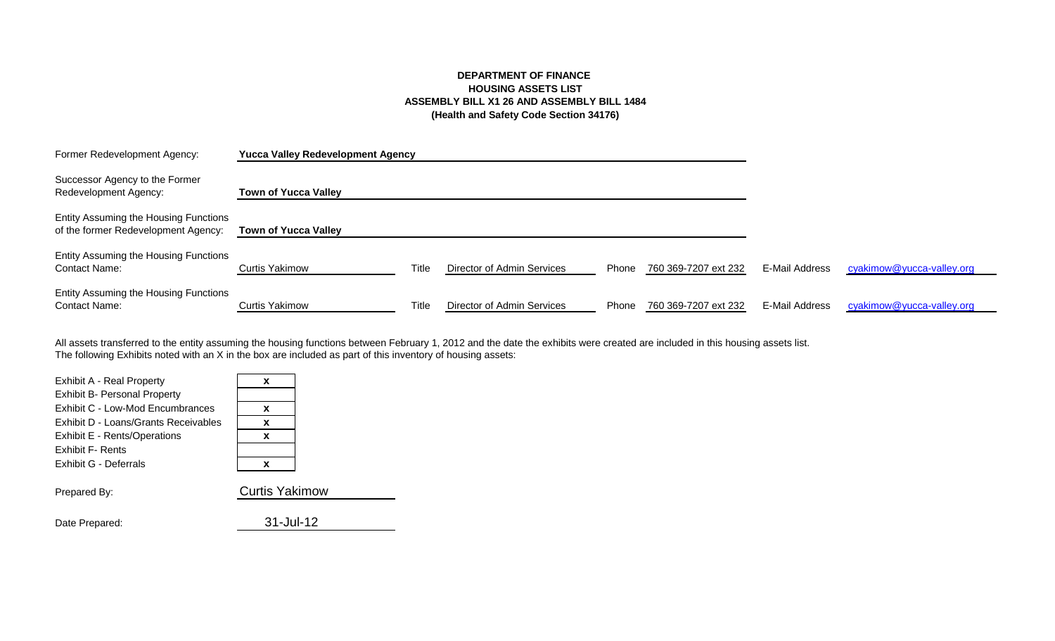**DEPARTMENT OF FINANCE**
**HOUSING ASSETS LIST**
**ASSEMBLY BILL X1 26 AND ASSEMBLY BILL 1484**
**(Health and Safety Code Section 34176)**

| | | | | | | | |
|---|---|---|---|---|---|---|---|
| Former Redevelopment Agency: | **Yucca Valley Redevelopment Agency** | | | | | | |
| Successor Agency to the Former Redevelopment Agency: | **Town of Yucca Valley** | | | | | | |
| Entity Assuming the Housing Functions of the former Redevelopment Agency: | **Town of Yucca Valley** | | | | | | |
| Entity Assuming the Housing Functions Contact Name: | Curtis Yakimow | Title | Director of Admin Services | Phone | 760 369-7207 ext 232 | E-Mail Address | cyakimow@yucca-valley.org |
| Entity Assuming the Housing Functions Contact Name: | Curtis Yakimow | Title | Director of Admin Services | Phone | 760 369-7207 ext 232 | E-Mail Address | cyakimow@yucca-valley.org |

All assets transferred to the entity assuming the housing functions between February 1, 2012 and the date the exhibits were created are included in this housing assets list.
The following Exhibits noted with an X in the box are included as part of this inventory of housing assets:

| Exhibit | Included |
|---|---|
| Exhibit A - Real Property | x |
| Exhibit B- Personal Property | |
| Exhibit C - Low-Mod Encumbrances | x |
| Exhibit D - Loans/Grants Receivables | x |
| Exhibit E - Rents/Operations | x |
| Exhibit F- Rents | |
| Exhibit G - Deferrals | x |

Prepared By: Curtis Yakimow

Date Prepared: 31-Jul-12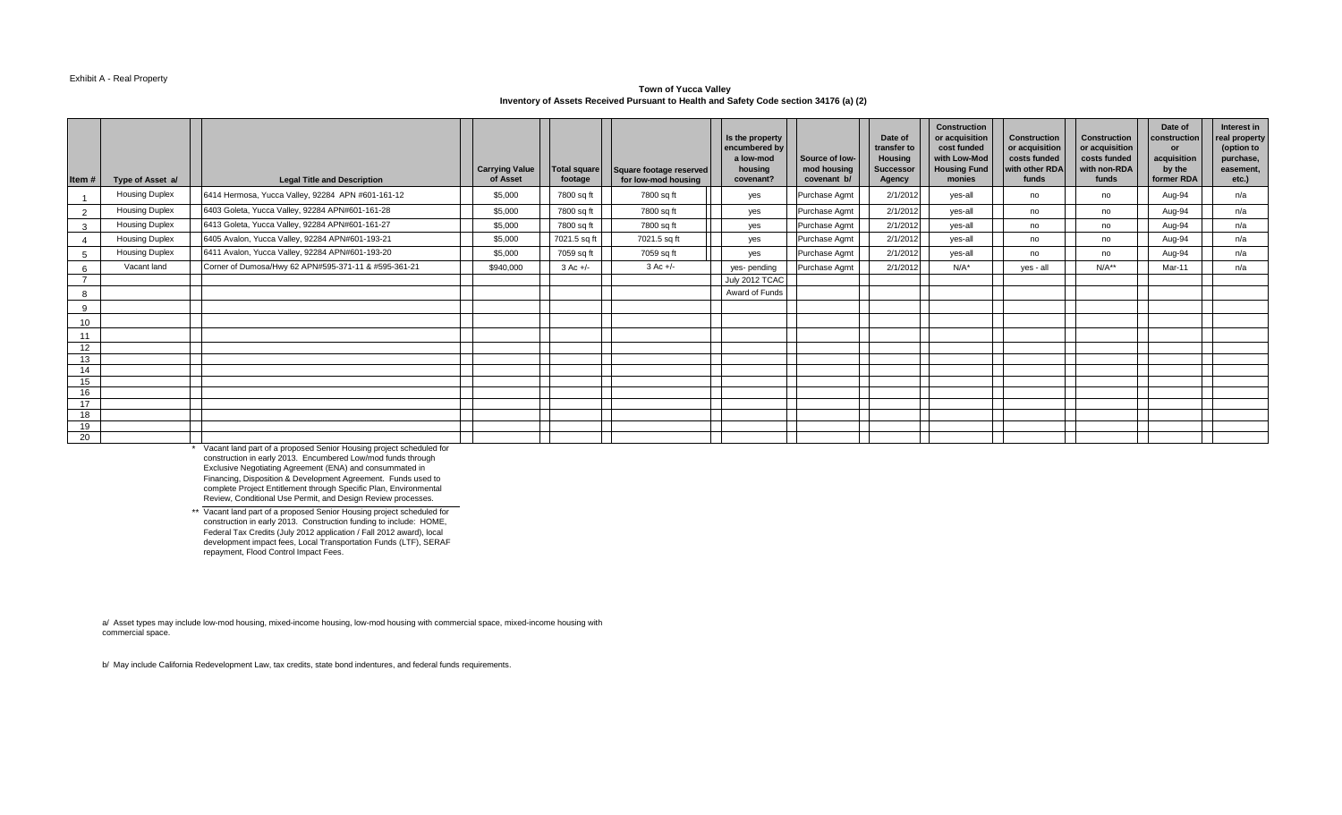Exhibit A - Real Property

**Town of Yucca Valley**
**Inventory of Assets Received Pursuant to Health and Safety Code section 34176 (a) (2)**

| Item # | Type of Asset a/ | Legal Title and Description | Carrying Value of Asset | Total square footage | Square footage reserved for low-mod housing | Is the property encumbered by a low-mod housing covenant? | Source of low-mod housing covenant b/ | Date of transfer to Housing Successor Agency | Construction or acquisition cost funded with Low-Mod Housing Fund monies | Construction or acquisition costs funded with other RDA funds | Construction or acquisition costs funded with non-RDA funds | Date of construction or acquisition by the former RDA | Interest in real property (option to purchase, easement, etc.) |
|---|---|---|---|---|---|---|---|---|---|---|---|---|---|
| 1 | Housing Duplex | 6414 Hermosa, Yucca Valley, 92284 APN #601-161-12 | $5,000 | 7800 sq ft | 7800 sq ft | yes | Purchase Agmt | 2/1/2012 | yes-all | no | no | Aug-94 | n/a |
| 2 | Housing Duplex | 6403 Goleta, Yucca Valley, 92284 APN#601-161-28 | $5,000 | 7800 sq ft | 7800 sq ft | yes | Purchase Agmt | 2/1/2012 | yes-all | no | no | Aug-94 | n/a |
| 3 | Housing Duplex | 6413 Goleta, Yucca Valley, 92284 APN#601-161-27 | $5,000 | 7800 sq ft | 7800 sq ft | yes | Purchase Agmt | 2/1/2012 | yes-all | no | no | Aug-94 | n/a |
| 4 | Housing Duplex | 6405 Avalon, Yucca Valley, 92284 APN#601-193-21 | $5,000 | 7021.5 sq ft | 7021.5 sq ft | yes | Purchase Agmt | 2/1/2012 | yes-all | no | no | Aug-94 | n/a |
| 5 | Housing Duplex | 6411 Avalon, Yucca Valley, 92284 APN#601-193-20 | $5,000 | 7059 sq ft | 7059 sq ft | yes | Purchase Agmt | 2/1/2012 | yes-all | no | no | Aug-94 | n/a |
| 6 | Vacant land | Corner of Dumosa/Hwy 62 APN#595-371-11 & #595-361-21 | $940,000 | 3 Ac +/- | 3 Ac +/- | yes- pending | Purchase Agmt | 2/1/2012 | N/A* | yes - all | N/A** | Mar-11 | n/a |
| 7 | | | | | | July 2012 TCAC | | | | | | | |
| 8 | | | | | | Award of Funds | | | | | | | |
| 9 | | | | | | | | | | | | | |
| 10 | | | | | | | | | | | | | |
| 11 | | | | | | | | | | | | | |
| 12 | | | | | | | | | | | | | |
| 13 | | | | | | | | | | | | | |
| 14 | | | | | | | | | | | | | |
| 15 | | | | | | | | | | | | | |
| 16 | | | | | | | | | | | | | |
| 17 | | | | | | | | | | | | | |
| 18 | | | | | | | | | | | | | |
| 19 | | | | | | | | | | | | | |
| 20 | | | | | | | | | | | | | |

\* Vacant land part of a proposed Senior Housing project scheduled for construction in early 2013. Encumbered Low/mod funds through Exclusive Negotiating Agreement (ENA) and consummated in Financing, Disposition & Development Agreement. Funds used to complete Project Entitlement through Specific Plan, Environmental Review, Conditional Use Permit, and Design Review processes.

** Vacant land part of a proposed Senior Housing project scheduled for construction in early 2013. Construction funding to include: HOME, Federal Tax Credits (July 2012 application / Fall 2012 award), local development impact fees, Local Transportation Funds (LTF), SERAF repayment, Flood Control Impact Fees.

a/ Asset types may include low-mod housing, mixed-income housing, low-mod housing with commercial space, mixed-income housing with commercial space.

b/ May include California Redevelopment Law, tax credits, state bond indentures, and federal funds requirements.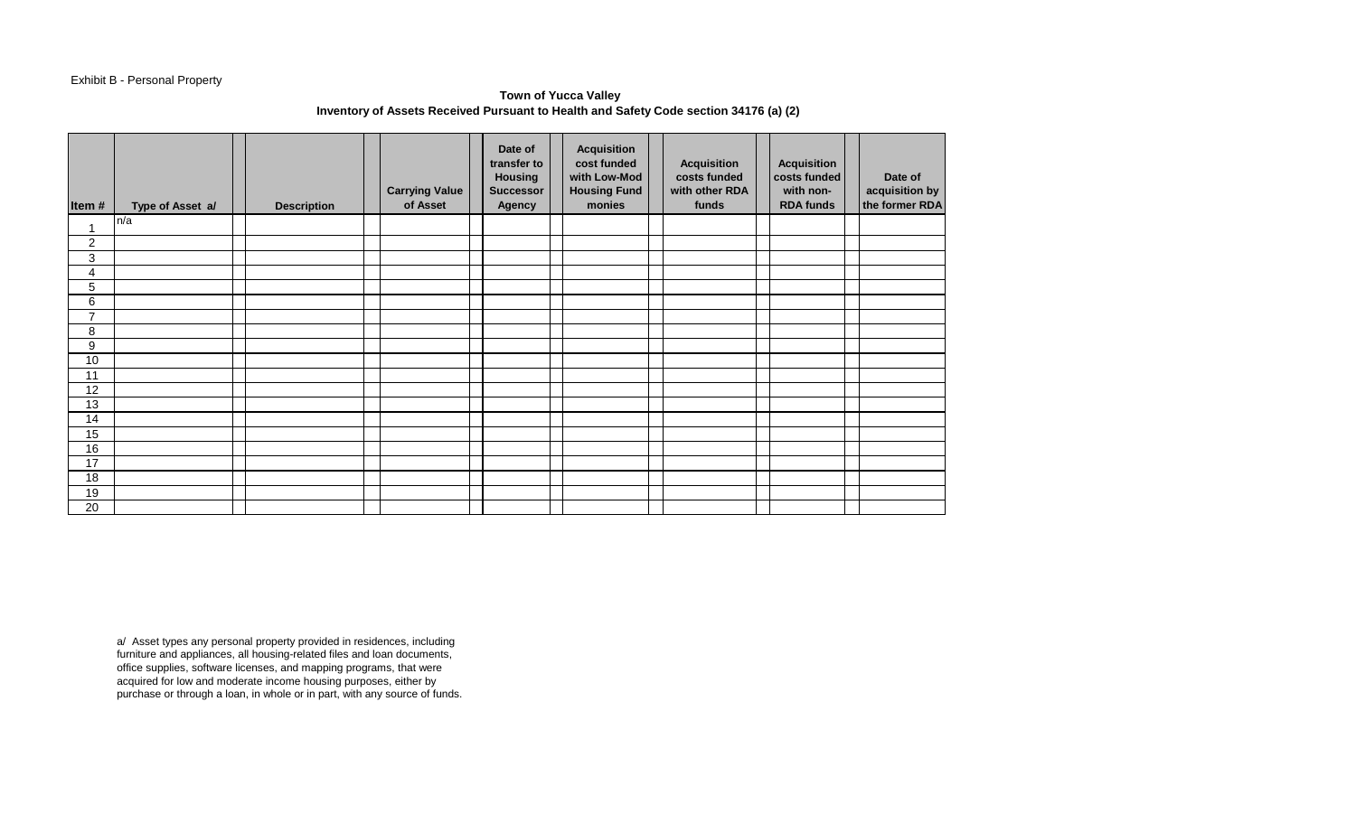Exhibit B - Personal Property

**Town of Yucca Valley**
**Inventory of Assets Received Pursuant to Health and Safety Code section 34176 (a) (2)**

| Item # | Type of Asset a/ | Description | Carrying Value of Asset | Date of transfer to Housing Successor Agency | Acquisition cost funded with Low-Mod Housing Fund monies | Acquisition costs funded with other RDA funds | Acquisition costs funded with non-RDA funds | Date of acquisition by the former RDA |
|---|---|---|---|---|---|---|---|---|
| 1 | n/a | | | | | | | |
| 2 | | | | | | | | |
| 3 | | | | | | | | |
| 4 | | | | | | | | |
| 5 | | | | | | | | |
| 6 | | | | | | | | |
| 7 | | | | | | | | |
| 8 | | | | | | | | |
| 9 | | | | | | | | |
| 10 | | | | | | | | |
| 11 | | | | | | | | |
| 12 | | | | | | | | |
| 13 | | | | | | | | |
| 14 | | | | | | | | |
| 15 | | | | | | | | |
| 16 | | | | | | | | |
| 17 | | | | | | | | |
| 18 | | | | | | | | |
| 19 | | | | | | | | |
| 20 | | | | | | | | |

a/ Asset types any personal property provided in residences, including furniture and appliances, all housing-related files and loan documents, office supplies, software licenses, and mapping programs, that were acquired for low and moderate income housing purposes, either by purchase or through a loan, in whole or in part, with any source of funds.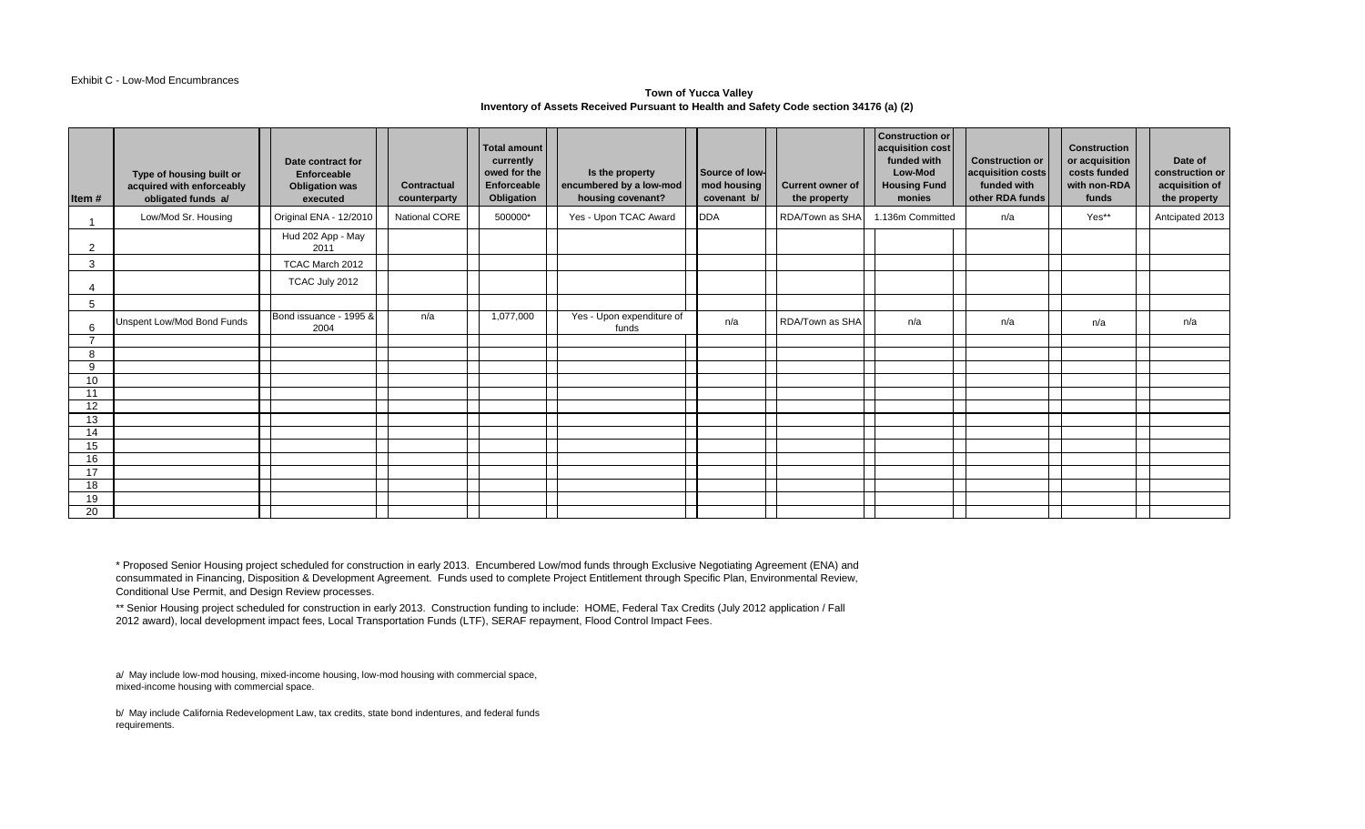Exhibit C - Low-Mod Encumbrances

**Town of Yucca Valley**
**Inventory of Assets Received Pursuant to Health and Safety Code section 34176 (a) (2)**

| Item # | Type of housing built or acquired with enforceably obligated funds a/ | Date contract for Enforceable Obligation was executed | Contractual counterparty | Total amount currently owed for the Enforceable Obligation | Is the property encumbered by a low-mod housing covenant? | Source of low-mod housing covenant b/ | Current owner of the property | Construction or acquisition cost funded with Low-Mod Housing Fund monies | Construction or acquisition costs funded with other RDA funds | Construction or acquisition costs funded with non-RDA funds | Date of construction or acquisition of the property |
|---|---|---|---|---|---|---|---|---|---|---|---|
| 1 | Low/Mod Sr. Housing | Original ENA - 12/2010 | National CORE | 500000* | Yes - Upon TCAC Award | DDA | RDA/Town as SHA | 1.136m Committed | n/a | Yes** | Antcipated 2013 |
| 2 | | Hud 202 App - May 2011 | | | | | | | | | |
| 3 | | TCAC March 2012 | | | | | | | | | |
| 4 | | TCAC July 2012 | | | | | | | | | |
| 5 | | | | | | | | | | | |
| 6 | Unspent Low/Mod Bond Funds | Bond issuance - 1995 & 2004 | n/a | 1,077,000 | Yes - Upon expenditure of funds | n/a | RDA/Town as SHA | n/a | n/a | n/a | n/a |
| 7 | | | | | | | | | | | |
| 8 | | | | | | | | | | | |
| 9 | | | | | | | | | | | |
| 10 | | | | | | | | | | | |
| 11 | | | | | | | | | | | |
| 12 | | | | | | | | | | | |
| 13 | | | | | | | | | | | |
| 14 | | | | | | | | | | | |
| 15 | | | | | | | | | | | |
| 16 | | | | | | | | | | | |
| 17 | | | | | | | | | | | |
| 18 | | | | | | | | | | | |
| 19 | | | | | | | | | | | |
| 20 | | | | | | | | | | | |

* Proposed Senior Housing project scheduled for construction in early 2013. Encumbered Low/mod funds through Exclusive Negotiating Agreement (ENA) and consummated in Financing, Disposition & Development Agreement. Funds used to complete Project Entitlement through Specific Plan, Environmental Review, Conditional Use Permit, and Design Review processes.

** Senior Housing project scheduled for construction in early 2013. Construction funding to include: HOME, Federal Tax Credits (July 2012 application / Fall 2012 award), local development impact fees, Local Transportation Funds (LTF), SERAF repayment, Flood Control Impact Fees.

a/ May include low-mod housing, mixed-income housing, low-mod housing with commercial space, mixed-income housing with commercial space.

b/ May include California Redevelopment Law, tax credits, state bond indentures, and federal funds requirements.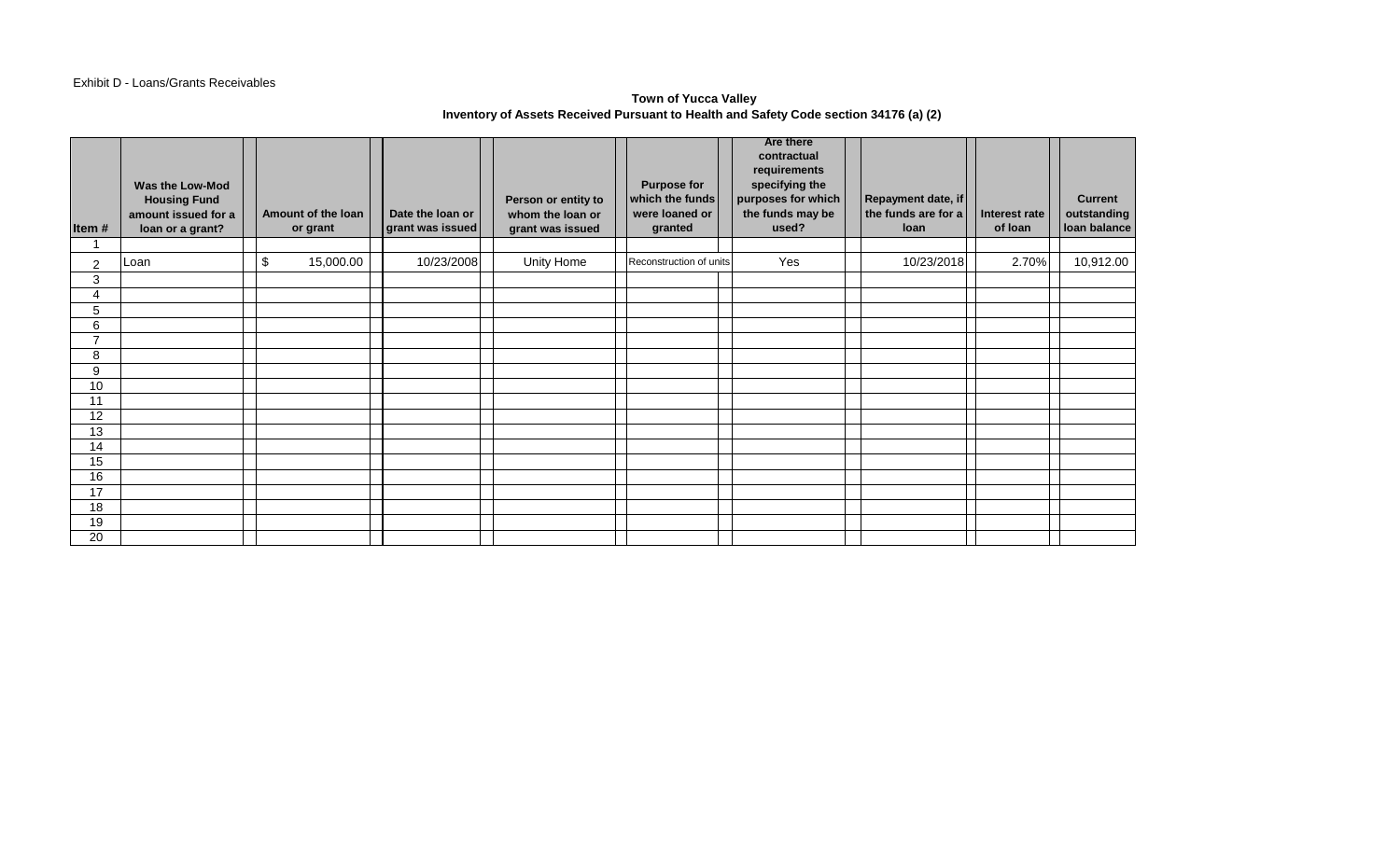Exhibit D - Loans/Grants Receivables

**Town of Yucca Valley**
**Inventory of Assets Received Pursuant to Health and Safety Code section 34176 (a) (2)**

| Item # | Was the Low-Mod Housing Fund amount issued for a loan or a grant? | Amount of the loan or grant | Date the loan or grant was issued | Person or entity to whom the loan or grant was issued | Purpose for which the funds were loaned or granted | Are there contractual requirements specifying the purposes for which the funds may be used? | Repayment date, if the funds are for a loan | Interest rate of loan | Current outstanding loan balance |
|---|---|---|---|---|---|---|---|---|---|
| 1 | | | | | | | | | |
| 2 | Loan | $ 15,000.00 | 10/23/2008 | Unity Home | Reconstruction of units | Yes | 10/23/2018 | 2.70% | 10,912.00 |
| 3 | | | | | | | | | |
| 4 | | | | | | | | | |
| 5 | | | | | | | | | |
| 6 | | | | | | | | | |
| 7 | | | | | | | | | |
| 8 | | | | | | | | | |
| 9 | | | | | | | | | |
| 10 | | | | | | | | | |
| 11 | | | | | | | | | |
| 12 | | | | | | | | | |
| 13 | | | | | | | | | |
| 14 | | | | | | | | | |
| 15 | | | | | | | | | |
| 16 | | | | | | | | | |
| 17 | | | | | | | | | |
| 18 | | | | | | | | | |
| 19 | | | | | | | | | |
| 20 | | | | | | | | | |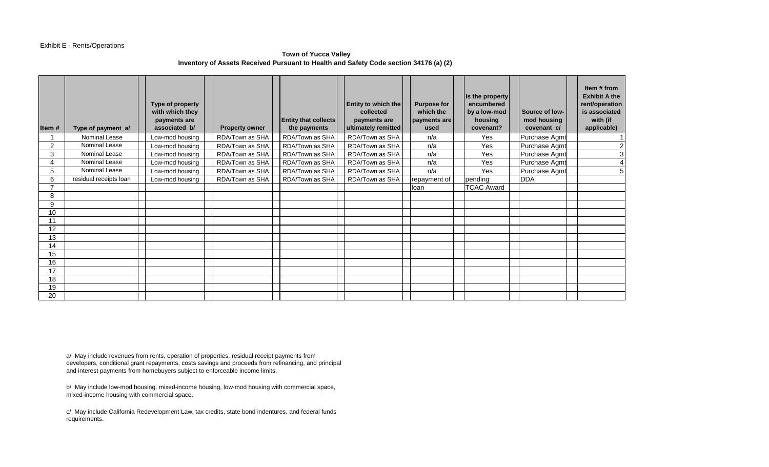Exhibit E - Rents/Operations

**Town of Yucca Valley**
**Inventory of Assets Received Pursuant to Health and Safety Code section 34176 (a) (2)**

| Item # | Type of payment a/ | Type of property with which they payments are associated b/ | Property owner | Entity that collects the payments | Entity to which the collected payments are ultimately remitted | Purpose for which the payments are used | Is the property encumbered by a low-mod housing covenant? | Source of low-mod housing covenant c/ | Item # from Exhibit A the rent/operation is associated with (if applicable) |
|---|---|---|---|---|---|---|---|---|---|
| 1 | Nominal Lease | Low-mod housing | RDA/Town as SHA | RDA/Town as SHA | RDA/Town as SHA | n/a | Yes | Purchase Agmt | 1 |
| 2 | Nominal Lease | Low-mod housing | RDA/Town as SHA | RDA/Town as SHA | RDA/Town as SHA | n/a | Yes | Purchase Agmt | 2 |
| 3 | Nominal Lease | Low-mod housing | RDA/Town as SHA | RDA/Town as SHA | RDA/Town as SHA | n/a | Yes | Purchase Agmt | 3 |
| 4 | Nominal Lease | Low-mod housing | RDA/Town as SHA | RDA/Town as SHA | RDA/Town as SHA | n/a | Yes | Purchase Agmt | 4 |
| 5 | Nominal Lease | Low-mod housing | RDA/Town as SHA | RDA/Town as SHA | RDA/Town as SHA | n/a | Yes | Purchase Agmt | 5 |
| 6 | residual receipts loan | Low-mod housing | RDA/Town as SHA | RDA/Town as SHA | RDA/Town as SHA | repayment of | pending | DDA | |
| 7 | | | | | | loan | TCAC Award | | |
| 8 | | | | | | | | | |
| 9 | | | | | | | | | |
| 10 | | | | | | | | | |
| 11 | | | | | | | | | |
| 12 | | | | | | | | | |
| 13 | | | | | | | | | |
| 14 | | | | | | | | | |
| 15 | | | | | | | | | |
| 16 | | | | | | | | | |
| 17 | | | | | | | | | |
| 18 | | | | | | | | | |
| 19 | | | | | | | | | |
| 20 | | | | | | | | | |

a/ May include revenues from rents, operation of properties, residual receipt payments from developers, conditional grant repayments, costs savings and proceeds from refinancing, and principal and interest payments from homebuyers subject to enforceable income limits.

b/ May include low-mod housing, mixed-income housing, low-mod housing with commercial space, mixed-income housing with commercial space.

c/ May include California Redevelopment Law, tax credits, state bond indentures, and federal funds requirements.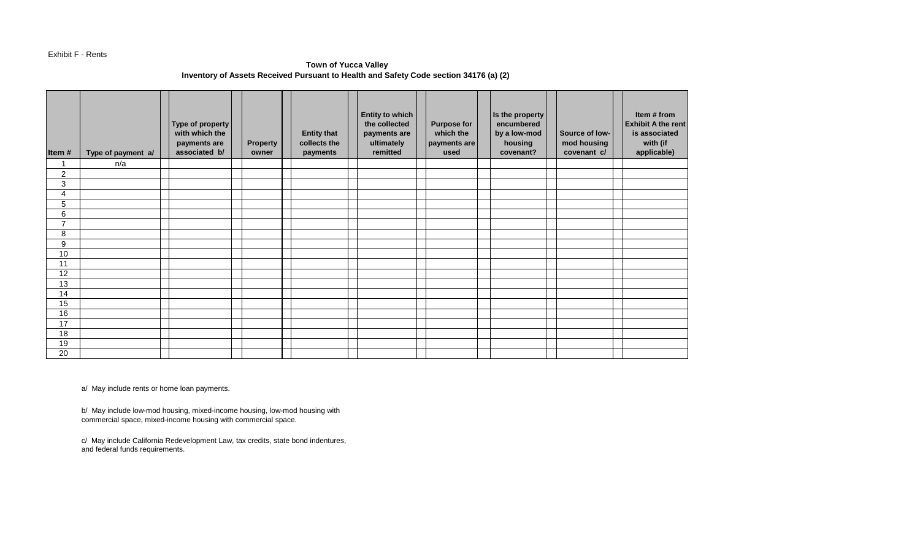Exhibit F - Rents

**Town of Yucca Valley**
**Inventory of Assets Received Pursuant to Health and Safety Code section 34176 (a) (2)**

| Item # | Type of payment a/ | Type of property with which the payments are associated b/ | Property owner | Entity that collects the payments | Entity to which the collected payments are ultimately remitted | Purpose for which the payments are used | Is the property encumbered by a low-mod housing covenant? | Source of low-mod housing covenant c/ | Item # from Exhibit A the rent is associated with (if applicable) |
|---|---|---|---|---|---|---|---|---|---|
| 1 | n/a | | | | | | | | |
| 2 | | | | | | | | | |
| 3 | | | | | | | | | |
| 4 | | | | | | | | | |
| 5 | | | | | | | | | |
| 6 | | | | | | | | | |
| 7 | | | | | | | | | |
| 8 | | | | | | | | | |
| 9 | | | | | | | | | |
| 10 | | | | | | | | | |
| 11 | | | | | | | | | |
| 12 | | | | | | | | | |
| 13 | | | | | | | | | |
| 14 | | | | | | | | | |
| 15 | | | | | | | | | |
| 16 | | | | | | | | | |
| 17 | | | | | | | | | |
| 18 | | | | | | | | | |
| 19 | | | | | | | | | |
| 20 | | | | | | | | | |

a/ May include rents or home loan payments.

b/ May include low-mod housing, mixed-income housing, low-mod housing with commercial space, mixed-income housing with commercial space.

c/ May include California Redevelopment Law, tax credits, state bond indentures, and federal funds requirements.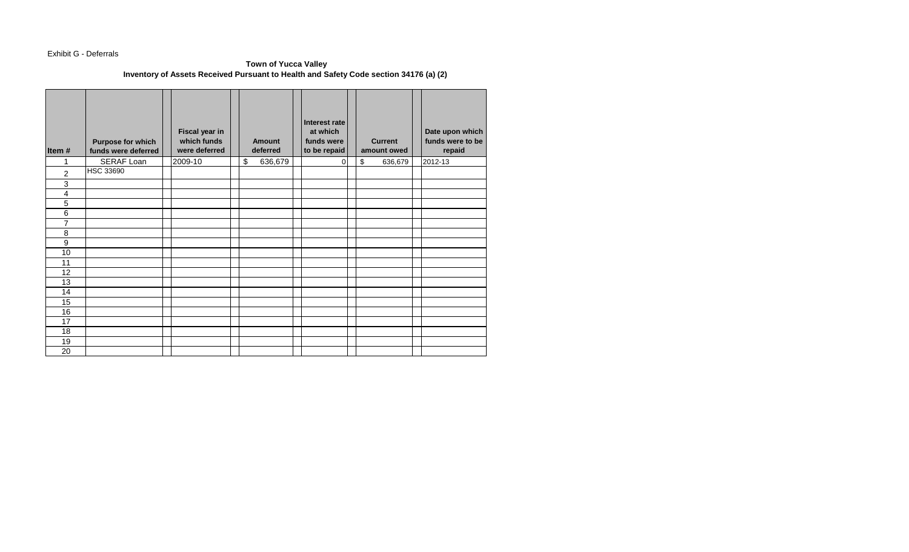Exhibit G - Deferrals

**Town of Yucca Valley**
**Inventory of Assets Received Pursuant to Health and Safety Code section 34176 (a) (2)**

| Item # | Purpose for which funds were deferred | Fiscal year in which funds were deferred | Amount deferred | Interest rate at which funds were to be repaid | Current amount owed | Date upon which funds were to be repaid |
|---|---|---|---|---|---|---|
| 1 | SERAF Loan | 2009-10 | $ 636,679 | 0 | $ 636,679 | 2012-13 |
| 2 | HSC 33690 | | | | | |
| 3 | | | | | | |
| 4 | | | | | | |
| 5 | | | | | | |
| 6 | | | | | | |
| 7 | | | | | | |
| 8 | | | | | | |
| 9 | | | | | | |
| 10 | | | | | | |
| 11 | | | | | | |
| 12 | | | | | | |
| 13 | | | | | | |
| 14 | | | | | | |
| 15 | | | | | | |
| 16 | | | | | | |
| 17 | | | | | | |
| 18 | | | | | | |
| 19 | | | | | | |
| 20 | | | | | | |